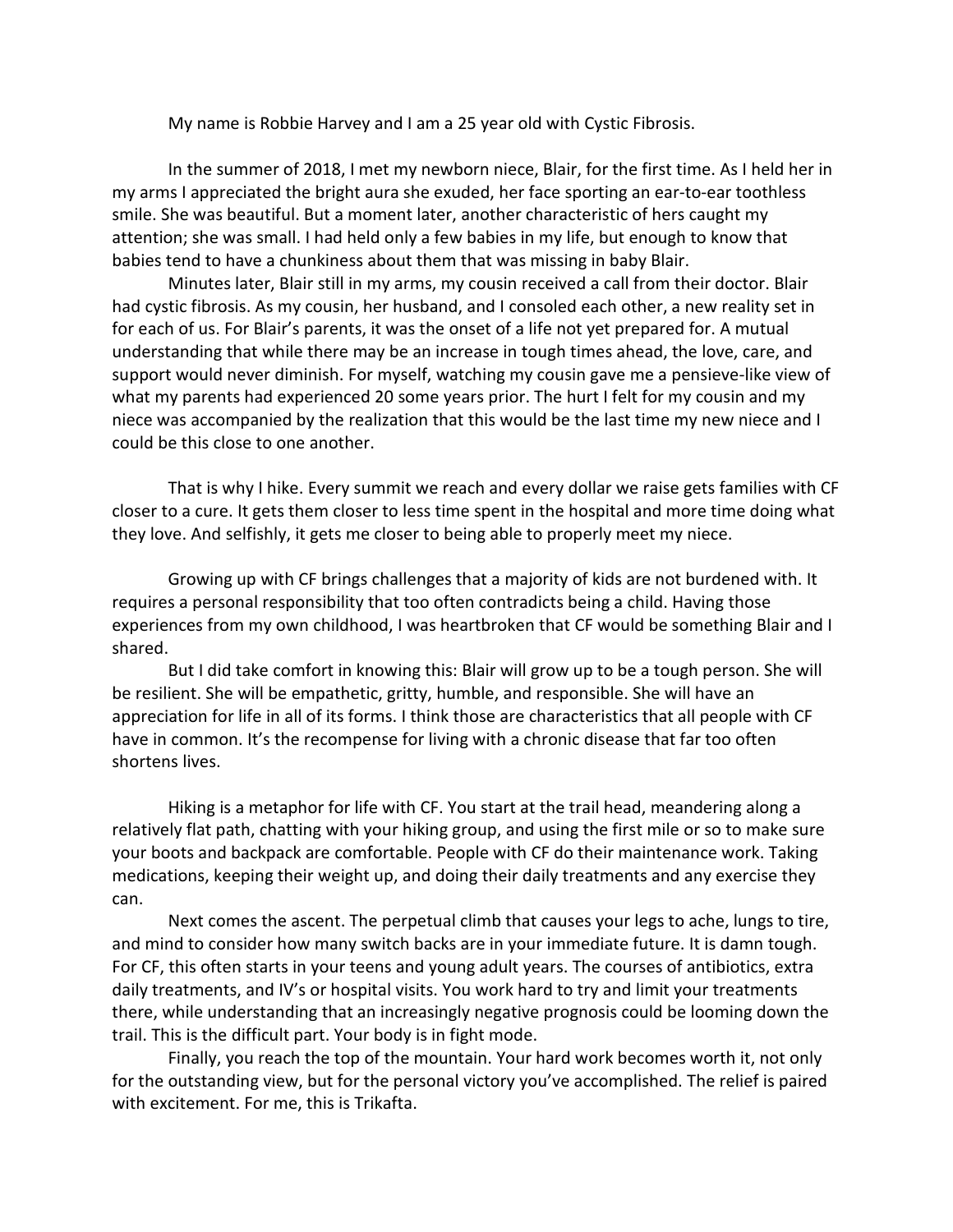My name is Robbie Harvey and I am a 25 year old with Cystic Fibrosis.

In the summer of 2018, I met my newborn niece, Blair, for the first time. As I held her in my arms I appreciated the bright aura she exuded, her face sporting an ear-to-ear toothless smile. She was beautiful. But a moment later, another characteristic of hers caught my attention; she was small. I had held only a few babies in my life, but enough to know that babies tend to have a chunkiness about them that was missing in baby Blair.

Minutes later, Blair still in my arms, my cousin received a call from their doctor. Blair had cystic fibrosis. As my cousin, her husband, and I consoled each other, a new reality set in for each of us. For Blair's parents, it was the onset of a life not yet prepared for. A mutual understanding that while there may be an increase in tough times ahead, the love, care, and support would never diminish. For myself, watching my cousin gave me a pensieve-like view of what my parents had experienced 20 some years prior. The hurt I felt for my cousin and my niece was accompanied by the realization that this would be the last time my new niece and I could be this close to one another.

That is why I hike. Every summit we reach and every dollar we raise gets families with CF closer to a cure. It gets them closer to less time spent in the hospital and more time doing what they love. And selfishly, it gets me closer to being able to properly meet my niece.

Growing up with CF brings challenges that a majority of kids are not burdened with. It requires a personal responsibility that too often contradicts being a child. Having those experiences from my own childhood, I was heartbroken that CF would be something Blair and I shared.

But I did take comfort in knowing this: Blair will grow up to be a tough person. She will be resilient. She will be empathetic, gritty, humble, and responsible. She will have an appreciation for life in all of its forms. I think those are characteristics that all people with CF have in common. It's the recompense for living with a chronic disease that far too often shortens lives.

Hiking is a metaphor for life with CF. You start at the trail head, meandering along a relatively flat path, chatting with your hiking group, and using the first mile or so to make sure your boots and backpack are comfortable. People with CF do their maintenance work. Taking medications, keeping their weight up, and doing their daily treatments and any exercise they can.

Next comes the ascent. The perpetual climb that causes your legs to ache, lungs to tire, and mind to consider how many switch backs are in your immediate future. It is damn tough. For CF, this often starts in your teens and young adult years. The courses of antibiotics, extra daily treatments, and IV's or hospital visits. You work hard to try and limit your treatments there, while understanding that an increasingly negative prognosis could be looming down the trail. This is the difficult part. Your body is in fight mode.

Finally, you reach the top of the mountain. Your hard work becomes worth it, not only for the outstanding view, but for the personal victory you've accomplished. The relief is paired with excitement. For me, this is Trikafta.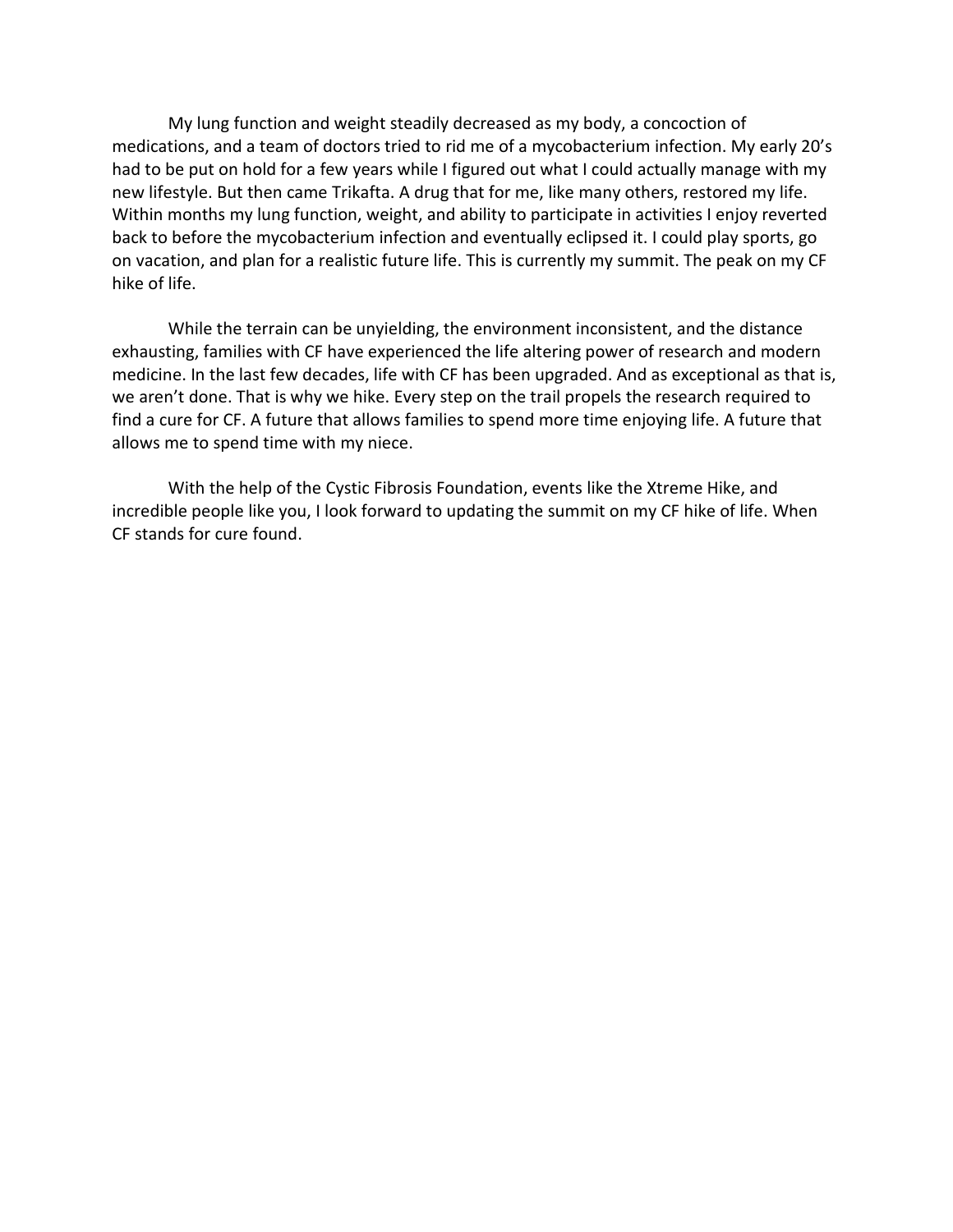My lung function and weight steadily decreased as my body, a concoction of medications, and a team of doctors tried to rid me of a mycobacterium infection. My early 20's had to be put on hold for a few years while I figured out what I could actually manage with my new lifestyle. But then came Trikafta. A drug that for me, like many others, restored my life. Within months my lung function, weight, and ability to participate in activities I enjoy reverted back to before the mycobacterium infection and eventually eclipsed it. I could play sports, go on vacation, and plan for a realistic future life. This is currently my summit. The peak on my CF hike of life.

While the terrain can be unyielding, the environment inconsistent, and the distance exhausting, families with CF have experienced the life altering power of research and modern medicine. In the last few decades, life with CF has been upgraded. And as exceptional as that is, we aren't done. That is why we hike. Every step on the trail propels the research required to find a cure for CF. A future that allows families to spend more time enjoying life. A future that allows me to spend time with my niece.

With the help of the Cystic Fibrosis Foundation, events like the Xtreme Hike, and incredible people like you, I look forward to updating the summit on my CF hike of life. When CF stands for cure found.